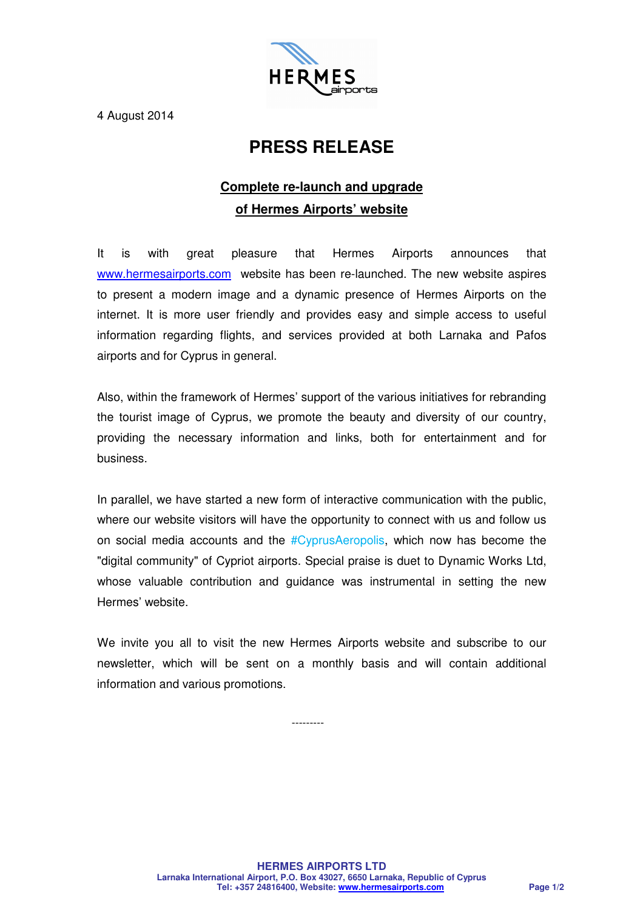4 August 2014

# PRESS RELEASE

## Complete re-launch and upgrade of Hermes Airports' website

It is with great pleasure that Hermes Airports announces that www.hermesairports.com website has been re-launched. The new website aspires to present a modern image and a dynamic presence of Hermes Airports on the internet. It is more user friendly and provides easy and simple access to useful information regarding flights, and services provided at both Larnaka and Pafos airports and for Cyprus in general.

Also, within the framework of Hermes' support of the various initiatives for rebranding the tourist image of Cyprus, we promote the beauty and diversity of our country, providing the necessary information and links, both for entertainment and for business.

In parallel, we have started a new form of interactive communication with the public, where our website visitors will have the opportunity to connect with us and follow us on social media accounts and the #CyprusAeropolis, which now has become the "digital community" of Cypriot airports. Special praise is duet to Dynamic Works Ltd, whose valuable contribution and guidance was instrumental in setting the new Hermes' website.

We invite you all to visit the new Hermes Airports website and subscribe to our newsletter, which will be sent on a monthly basis and will contain additional information and various promotions.

---------

**HERMES AIRPORTS LTD**
**Larnaka International Airport, P.O. Box 43027, 6650 Larnaka, Republic of Cyprus**
**Tel: +357 24816400, Website: www.hermesairports.com**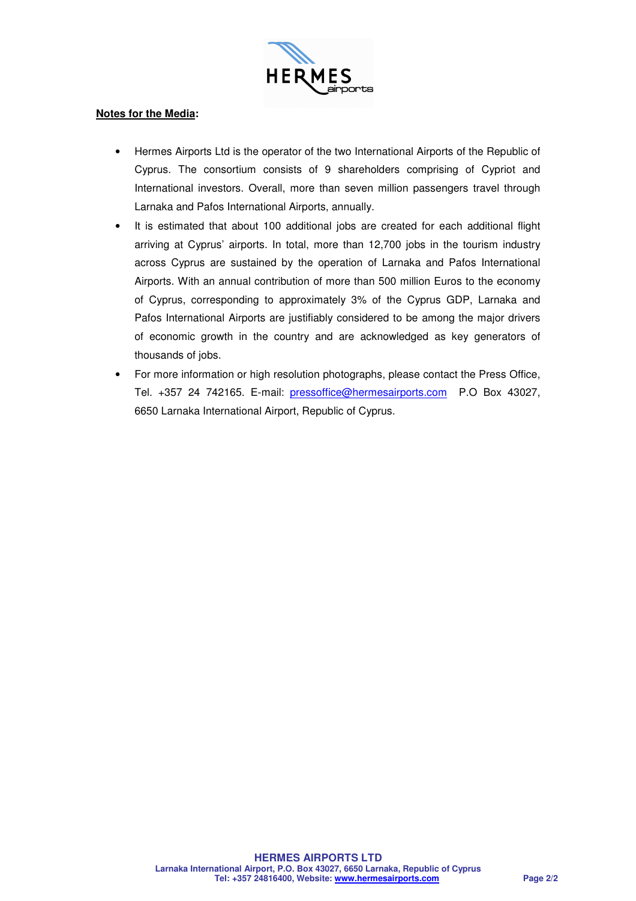**Notes for the Media:**

- Hermes Airports Ltd is the operator of the two International Airports of the Republic of Cyprus. The consortium consists of 9 shareholders comprising of Cypriot and International investors. Overall, more than seven million passengers travel through Larnaka and Pafos International Airports, annually.
- It is estimated that about 100 additional jobs are created for each additional flight arriving at Cyprus' airports. In total, more than 12,700 jobs in the tourism industry across Cyprus are sustained by the operation of Larnaka and Pafos International Airports. With an annual contribution of more than 500 million Euros to the economy of Cyprus, corresponding to approximately 3% of the Cyprus GDP, Larnaka and Pafos International Airports are justifiably considered to be among the major drivers of economic growth in the country and are acknowledged as key generators of thousands of jobs.
- For more information or high resolution photographs, please contact the Press Office, Tel. +357 24 742165. E-mail: pressoffice@hermesairports.com P.O Box 43027, 6650 Larnaka International Airport, Republic of Cyprus.

**HERMES AIRPORTS LTD**
**Larnaka International Airport, P.O. Box 43027, 6650 Larnaka, Republic of Cyprus**
**Tel: +357 24816400, Website: www.hermesairports.com**